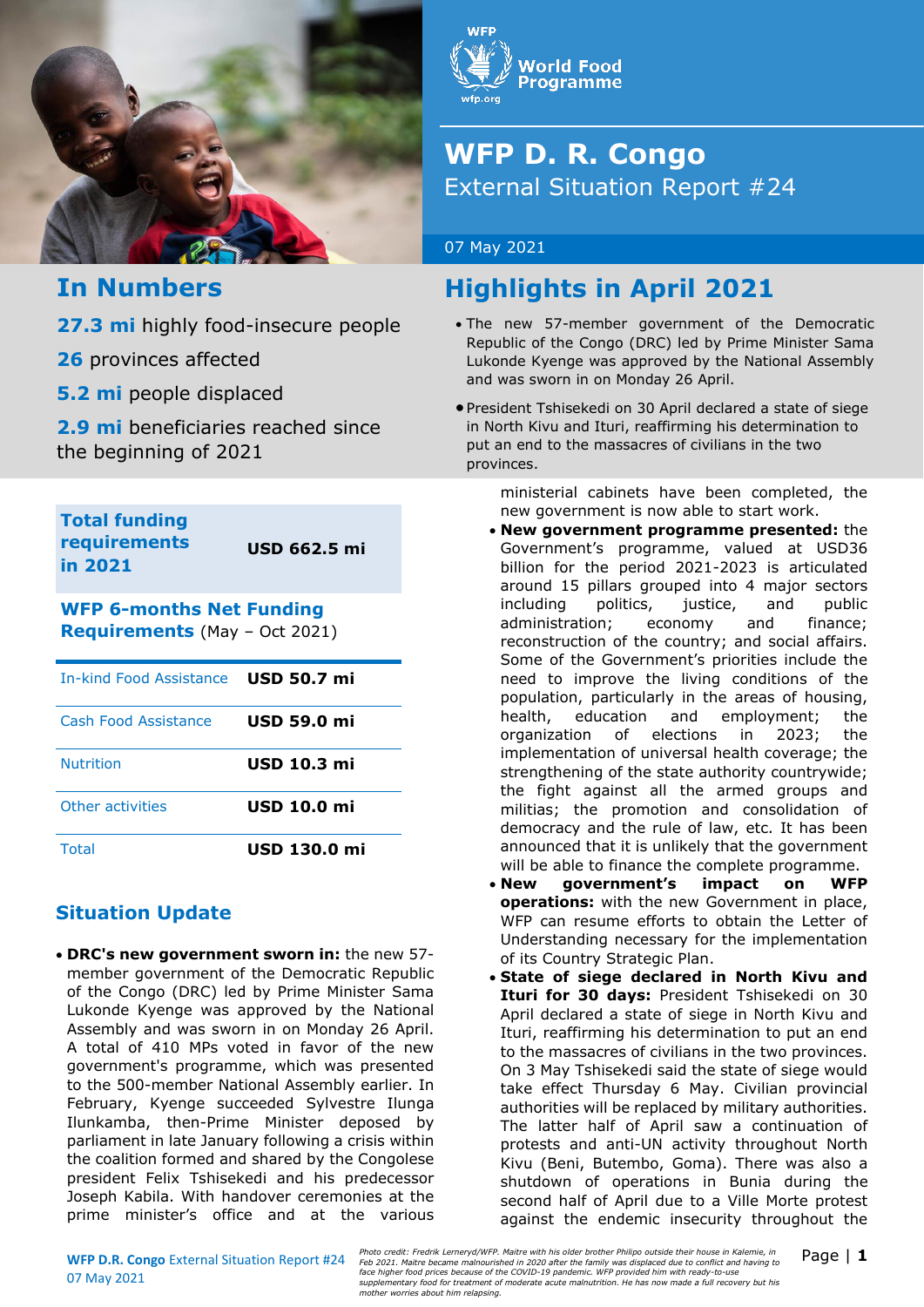# WFP D. R. Congo

External Situation Report #24

07 May 2021

## In Numbers

**27.3 mi** highly food-insecure people

**26** provinces affected

**5.2 mi** people displaced

**2.9 mi** beneficiaries reached since the beginning of 2021

| **Total funding requirements in 2021** | **USD 662.5 mi** |
|---|---|

**WFP 6-months Net Funding Requirements** (May – Oct 2021)

| | |
|---|---|
| In-kind Food Assistance | **USD 50.7 mi** |
| Cash Food Assistance | **USD 59.0 mi** |
| Nutrition | **USD 10.3 mi** |
| Other activities | **USD 10.0 mi** |
| Total | **USD 130.0 mi** |

## Highlights in April 2021

- The new 57-member government of the Democratic Republic of the Congo (DRC) led by Prime Minister Sama Lukonde Kyenge was approved by the National Assembly and was sworn in on Monday 26 April.
- President Tshisekedi on 30 April declared a state of siege in North Kivu and Ituri, reaffirming his determination to put an end to the massacres of civilians in the two provinces.

## Situation Update

- **DRC's new government sworn in:** the new 57-member government of the Democratic Republic of the Congo (DRC) led by Prime Minister Sama Lukonde Kyenge was approved by the National Assembly and was sworn in on Monday 26 April. A total of 410 MPs voted in favor of the new government's programme, which was presented to the 500-member National Assembly earlier. In February, Kyenge succeeded Sylvestre Ilunga Ilunkamba, then-Prime Minister deposed by parliament in late January following a crisis within the coalition formed and shared by the Congolese president Felix Tshisekedi and his predecessor Joseph Kabila. With handover ceremonies at the prime minister's office and at the various ministerial cabinets have been completed, the new government is now able to start work.
- **New government programme presented:** the Government's programme, valued at USD36 billion for the period 2021-2023 is articulated around 15 pillars grouped into 4 major sectors including politics, justice, and public administration; economy and finance; reconstruction of the country; and social affairs. Some of the Government's priorities include the need to improve the living conditions of the population, particularly in the areas of housing, health, education and employment; the organization of elections in 2023; the implementation of universal health coverage; the strengthening of the state authority countrywide; the fight against all the armed groups and militias; the promotion and consolidation of democracy and the rule of law, etc. It has been announced that it is unlikely that the government will be able to finance the complete programme.
- **New government's impact on WFP operations:** with the new Government in place, WFP can resume efforts to obtain the Letter of Understanding necessary for the implementation of its Country Strategic Plan.
- **State of siege declared in North Kivu and Ituri for 30 days:** President Tshisekedi on 30 April declared a state of siege in North Kivu and Ituri, reaffirming his determination to put an end to the massacres of civilians in the two provinces. On 3 May Tshisekedi said the state of siege would take effect Thursday 6 May. Civilian provincial authorities will be replaced by military authorities. The latter half of April saw a continuation of protests and anti-UN activity throughout North Kivu (Beni, Butembo, Goma). There was also a shutdown of operations in Bunia during the second half of April due to a Ville Morte protest against the endemic insecurity throughout the

*Photo credit: Fredrik Lerneryd/WFP. Maitre with his older brother Philipo outside their house in Kalemie, in Feb 2021. Maitre became malnourished in 2020 after the family was displaced due to conflict and having to face higher food prices because of the COVID-19 pandemic. WFP provided him with ready-to-use supplementary food for treatment of moderate acute malnutrition. He has now made a full recovery but his mother worries about him relapsing.*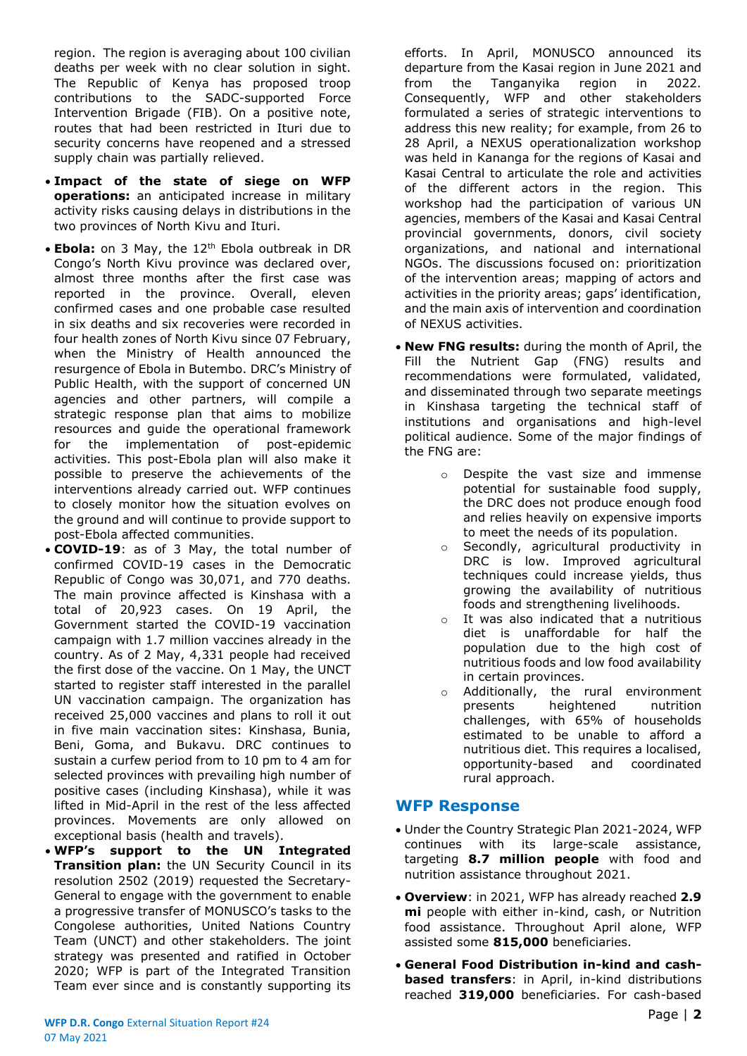region. The region is averaging about 100 civilian deaths per week with no clear solution in sight. The Republic of Kenya has proposed troop contributions to the SADC-supported Force Intervention Brigade (FIB). On a positive note, routes that had been restricted in Ituri due to security concerns have reopened and a stressed supply chain was partially relieved.

- **Impact of the state of siege on WFP operations:** an anticipated increase in military activity risks causing delays in distributions in the two provinces of North Kivu and Ituri.
- **Ebola:** on 3 May, the 12th Ebola outbreak in DR Congo's North Kivu province was declared over, almost three months after the first case was reported in the province. Overall, eleven confirmed cases and one probable case resulted in six deaths and six recoveries were recorded in four health zones of North Kivu since 07 February, when the Ministry of Health announced the resurgence of Ebola in Butembo. DRC's Ministry of Public Health, with the support of concerned UN agencies and other partners, will compile a strategic response plan that aims to mobilize resources and guide the operational framework for the implementation of post-epidemic activities. This post-Ebola plan will also make it possible to preserve the achievements of the interventions already carried out. WFP continues to closely monitor how the situation evolves on the ground and will continue to provide support to post-Ebola affected communities.
- **COVID-19**: as of 3 May, the total number of confirmed COVID-19 cases in the Democratic Republic of Congo was 30,071, and 770 deaths. The main province affected is Kinshasa with a total of 20,923 cases. On 19 April, the Government started the COVID-19 vaccination campaign with 1.7 million vaccines already in the country. As of 2 May, 4,331 people had received the first dose of the vaccine. On 1 May, the UNCT started to register staff interested in the parallel UN vaccination campaign. The organization has received 25,000 vaccines and plans to roll it out in five main vaccination sites: Kinshasa, Bunia, Beni, Goma, and Bukavu. DRC continues to sustain a curfew period from to 10 pm to 4 am for selected provinces with prevailing high number of positive cases (including Kinshasa), while it was lifted in Mid-April in the rest of the less affected provinces. Movements are only allowed on exceptional basis (health and travels).
- **WFP's support to the UN Integrated Transition plan:** the UN Security Council in its resolution 2502 (2019) requested the Secretary-General to engage with the government to enable a progressive transfer of MONUSCO's tasks to the Congolese authorities, United Nations Country Team (UNCT) and other stakeholders. The joint strategy was presented and ratified in October 2020; WFP is part of the Integrated Transition Team ever since and is constantly supporting its efforts. In April, MONUSCO announced its departure from the Kasai region in June 2021 and from the Tanganyika region in 2022. Consequently, WFP and other stakeholders formulated a series of strategic interventions to address this new reality; for example, from 26 to 28 April, a NEXUS operationalization workshop was held in Kananga for the regions of Kasai and Kasai Central to articulate the role and activities of the different actors in the region. This workshop had the participation of various UN agencies, members of the Kasai and Kasai Central provincial governments, donors, civil society organizations, and national and international NGOs. The discussions focused on: prioritization of the intervention areas; mapping of actors and activities in the priority areas; gaps' identification, and the main axis of intervention and coordination of NEXUS activities.
- **New FNG results:** during the month of April, the Fill the Nutrient Gap (FNG) results and recommendations were formulated, validated, and disseminated through two separate meetings in Kinshasa targeting the technical staff of institutions and organisations and high-level political audience. Some of the major findings of the FNG are:
  - Despite the vast size and immense potential for sustainable food supply, the DRC does not produce enough food and relies heavily on expensive imports to meet the needs of its population.
  - Secondly, agricultural productivity in DRC is low. Improved agricultural techniques could increase yields, thus growing the availability of nutritious foods and strengthening livelihoods.
  - It was also indicated that a nutritious diet is unaffordable for half the population due to the high cost of nutritious foods and low food availability in certain provinces.
  - Additionally, the rural environment presents heightened nutrition challenges, with 65% of households estimated to be unable to afford a nutritious diet. This requires a localised, opportunity-based and coordinated rural approach.

## WFP Response

- Under the Country Strategic Plan 2021-2024, WFP continues with its large-scale assistance, targeting **8.7 million people** with food and nutrition assistance throughout 2021.
- **Overview**: in 2021, WFP has already reached **2.9 mi** people with either in-kind, cash, or Nutrition food assistance. Throughout April alone, WFP assisted some **815,000** beneficiaries.
- **General Food Distribution in-kind and cash-based transfers**: in April, in-kind distributions reached **319,000** beneficiaries. For cash-based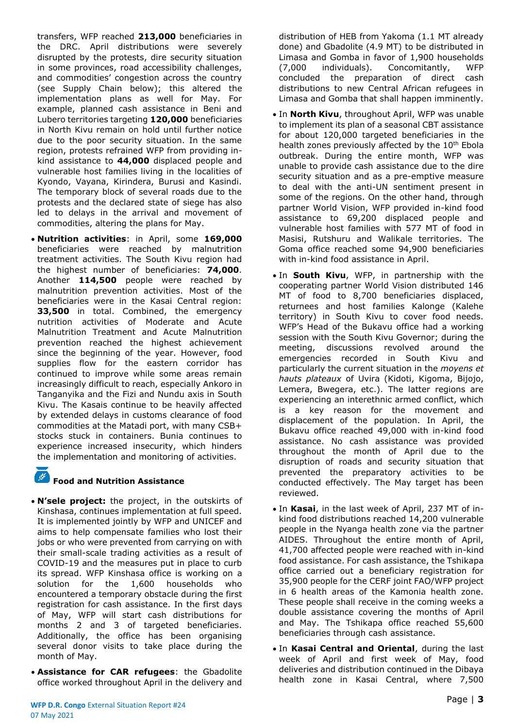transfers, WFP reached **213,000** beneficiaries in the DRC. April distributions were severely disrupted by the protests, dire security situation in some provinces, road accessibility challenges, and commodities' congestion across the country (see Supply Chain below); this altered the implementation plans as well for May. For example, planned cash assistance in Beni and Lubero territories targeting **120,000** beneficiaries in North Kivu remain on hold until further notice due to the poor security situation. In the same region, protests refrained WFP from providing in-kind assistance to **44,000** displaced people and vulnerable host families living in the localities of Kyondo, Vayana, Kirindera, Burusi and Kasindi. The temporary block of several roads due to the protests and the declared state of siege has also led to delays in the arrival and movement of commodities, altering the plans for May.

- **Nutrition activities**: in April, some **169,000** beneficiaries were reached by malnutrition treatment activities. The South Kivu region had the highest number of beneficiaries: **74,000**. Another **114,500** people were reached by malnutrition prevention activities. Most of the beneficiaries were in the Kasai Central region: **33,500** in total. Combined, the emergency nutrition activities of Moderate and Acute Malnutrition Treatment and Acute Malnutrition prevention reached the highest achievement since the beginning of the year. However, food supplies flow for the eastern corridor has continued to improve while some areas remain increasingly difficult to reach, especially Ankoro in Tanganyika and the Fizi and Nundu axis in South Kivu. The Kasais continue to be heavily affected by extended delays in customs clearance of food commodities at the Matadi port, with many CSB+ stocks stuck in containers. Bunia continues to experience increased insecurity, which hinders the implementation and monitoring of activities.

## Food and Nutrition Assistance

- **N'sele project:** the project, in the outskirts of Kinshasa, continues implementation at full speed. It is implemented jointly by WFP and UNICEF and aims to help compensate families who lost their jobs or who were prevented from carrying on with their small-scale trading activities as a result of COVID-19 and the measures put in place to curb its spread. WFP Kinshasa office is working on a solution for the 1,600 households who encountered a temporary obstacle during the first registration for cash assistance. In the first days of May, WFP will start cash distributions for months 2 and 3 of targeted beneficiaries. Additionally, the office has been organising several donor visits to take place during the month of May.
- **Assistance for CAR refugees**: the Gbadolite office worked throughout April in the delivery and distribution of HEB from Yakoma (1.1 MT already done) and Gbadolite (4.9 MT) to be distributed in Limasa and Gomba in favor of 1,900 households (7,000 individuals). Concomitantly, WFP concluded the preparation of direct cash distributions to new Central African refugees in Limasa and Gomba that shall happen imminently.
- In **North Kivu**, throughout April, WFP was unable to implement its plan of a seasonal CBT assistance for about 120,000 targeted beneficiaries in the health zones previously affected by the 10th Ebola outbreak. During the entire month, WFP was unable to provide cash assistance due to the dire security situation and as a pre-emptive measure to deal with the anti-UN sentiment present in some of the regions. On the other hand, through partner World Vision, WFP provided in-kind food assistance to 69,200 displaced people and vulnerable host families with 577 MT of food in Masisi, Rutshuru and Walikale territories. The Goma office reached some 94,900 beneficiaries with in-kind food assistance in April.
- In **South Kivu**, WFP, in partnership with the cooperating partner World Vision distributed 146 MT of food to 8,700 beneficiaries displaced, returnees and host families Kalonge (Kalehe territory) in South Kivu to cover food needs. WFP's Head of the Bukavu office had a working session with the South Kivu Governor; during the meeting, discussions revolved around the emergencies recorded in South Kivu and particularly the current situation in the *moyens et hauts plateaux* of Uvira (Kidoti, Kigoma, Bijojo, Lemera, Bwegera, etc.). The latter regions are experiencing an interethnic armed conflict, which is a key reason for the movement and displacement of the population. In April, the Bukavu office reached 49,000 with in-kind food assistance. No cash assistance was provided throughout the month of April due to the disruption of roads and security situation that prevented the preparatory activities to be conducted effectively. The May target has been reviewed.
- In **Kasai**, in the last week of April, 237 MT of in-kind food distributions reached 14,200 vulnerable people in the Nyanga health zone via the partner AIDES. Throughout the entire month of April, 41,700 affected people were reached with in-kind food assistance. For cash assistance, the Tshikapa office carried out a beneficiary registration for 35,900 people for the CERF joint FAO/WFP project in 6 health areas of the Kamonia health zone. These people shall receive in the coming weeks a double assistance covering the months of April and May. The Tshikapa office reached 55,600 beneficiaries through cash assistance.
- In **Kasai Central and Oriental**, during the last week of April and first week of May, food deliveries and distribution continued in the Dibaya health zone in Kasai Central, where 7,500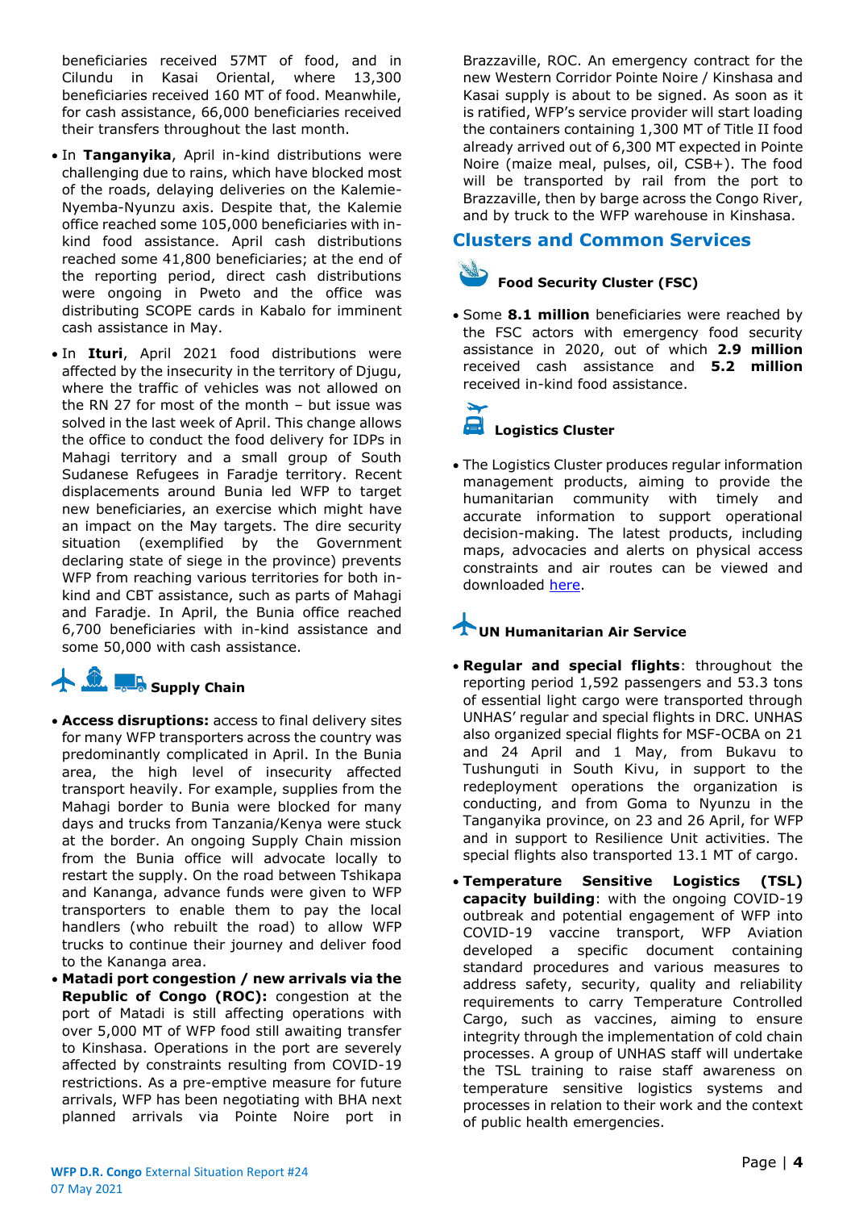beneficiaries received 57MT of food, and in Cilundu in Kasai Oriental, where 13,300 beneficiaries received 160 MT of food. Meanwhile, for cash assistance, 66,000 beneficiaries received their transfers throughout the last month.

- In **Tanganyika**, April in-kind distributions were challenging due to rains, which have blocked most of the roads, delaying deliveries on the Kalemie-Nyemba-Nyunzu axis. Despite that, the Kalemie office reached some 105,000 beneficiaries with in-kind food assistance. April cash distributions reached some 41,800 beneficiaries; at the end of the reporting period, direct cash distributions were ongoing in Pweto and the office was distributing SCOPE cards in Kabalo for imminent cash assistance in May.
- In **Ituri**, April 2021 food distributions were affected by the insecurity in the territory of Djugu, where the traffic of vehicles was not allowed on the RN 27 for most of the month – but issue was solved in the last week of April. This change allows the office to conduct the food delivery for IDPs in Mahagi territory and a small group of South Sudanese Refugees in Faradje territory. Recent displacements around Bunia led WFP to target new beneficiaries, an exercise which might have an impact on the May targets. The dire security situation (exemplified by the Government declaring state of siege in the province) prevents WFP from reaching various territories for both in-kind and CBT assistance, such as parts of Mahagi and Faradje. In April, the Bunia office reached 6,700 beneficiaries with in-kind assistance and some 50,000 with cash assistance.

### Supply Chain

- **Access disruptions:** access to final delivery sites for many WFP transporters across the country was predominantly complicated in April. In the Bunia area, the high level of insecurity affected transport heavily. For example, supplies from the Mahagi border to Bunia were blocked for many days and trucks from Tanzania/Kenya were stuck at the border. An ongoing Supply Chain mission from the Bunia office will advocate locally to restart the supply. On the road between Tshikapa and Kananga, advance funds were given to WFP transporters to enable them to pay the local handlers (who rebuilt the road) to allow WFP trucks to continue their journey and deliver food to the Kananga area.
- **Matadi port congestion / new arrivals via the Republic of Congo (ROC):** congestion at the port of Matadi is still affecting operations with over 5,000 MT of WFP food still awaiting transfer to Kinshasa. Operations in the port are severely affected by constraints resulting from COVID-19 restrictions. As a pre-emptive measure for future arrivals, WFP has been negotiating with BHA next planned arrivals via Pointe Noire port in Brazzaville, ROC. An emergency contract for the new Western Corridor Pointe Noire / Kinshasa and Kasai supply is about to be signed. As soon as it is ratified, WFP's service provider will start loading the containers containing 1,300 MT of Title II food already arrived out of 6,300 MT expected in Pointe Noire (maize meal, pulses, oil, CSB+). The food will be transported by rail from the port to Brazzaville, then by barge across the Congo River, and by truck to the WFP warehouse in Kinshasa.

## Clusters and Common Services

### Food Security Cluster (FSC)

- Some **8.1 million** beneficiaries were reached by the FSC actors with emergency food security assistance in 2020, out of which **2.9 million** received cash assistance and **5.2 million** received in-kind food assistance.

### Logistics Cluster

- The Logistics Cluster produces regular information management products, aiming to provide the humanitarian community with timely and accurate information to support operational decision-making. The latest products, including maps, advocacies and alerts on physical access constraints and air routes can be viewed and downloaded [here](here).

### UN Humanitarian Air Service

- **Regular and special flights**: throughout the reporting period 1,592 passengers and 53.3 tons of essential light cargo were transported through UNHAS' regular and special flights in DRC. UNHAS also organized special flights for MSF-OCBA on 21 and 24 April and 1 May, from Bukavu to Tushunguti in South Kivu, in support to the redeployment operations the organization is conducting, and from Goma to Nyunzu in the Tanganyika province, on 23 and 26 April, for WFP and in support to Resilience Unit activities. The special flights also transported 13.1 MT of cargo.
- **Temperature Sensitive Logistics (TSL) capacity building**: with the ongoing COVID-19 outbreak and potential engagement of WFP into COVID-19 vaccine transport, WFP Aviation developed a specific document containing standard procedures and various measures to address safety, security, quality and reliability requirements to carry Temperature Controlled Cargo, such as vaccines, aiming to ensure integrity through the implementation of cold chain processes. A group of UNHAS staff will undertake the TSL training to raise staff awareness on temperature sensitive logistics systems and processes in relation to their work and the context of public health emergencies.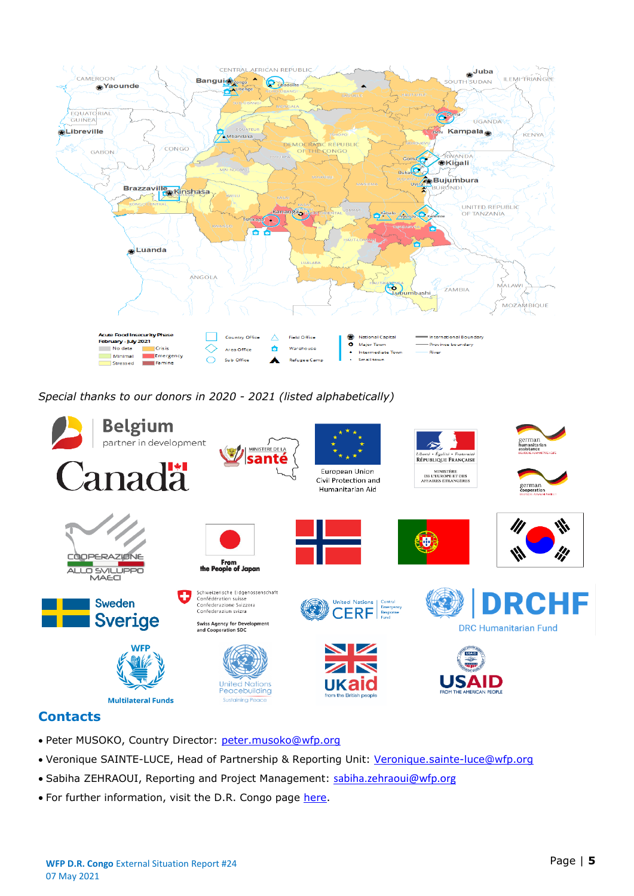*Special thanks to our donors in 2020 - 2021 (listed alphabetically)*

## Contacts

- Peter MUSOKO, Country Director: [peter.musoko@wfp.org](mailto:peter.musoko@wfp.org)
- Veronique SAINTE-LUCE, Head of Partnership & Reporting Unit: [Veronique.sainte-luce@wfp.org](mailto:Veronique.sainte-luce@wfp.org)
- Sabiha ZEHRAOUI, Reporting and Project Management: [sabiha.zehraoui@wfp.org](mailto:sabiha.zehraoui@wfp.org)
- For further information, visit the D.R. Congo page here.